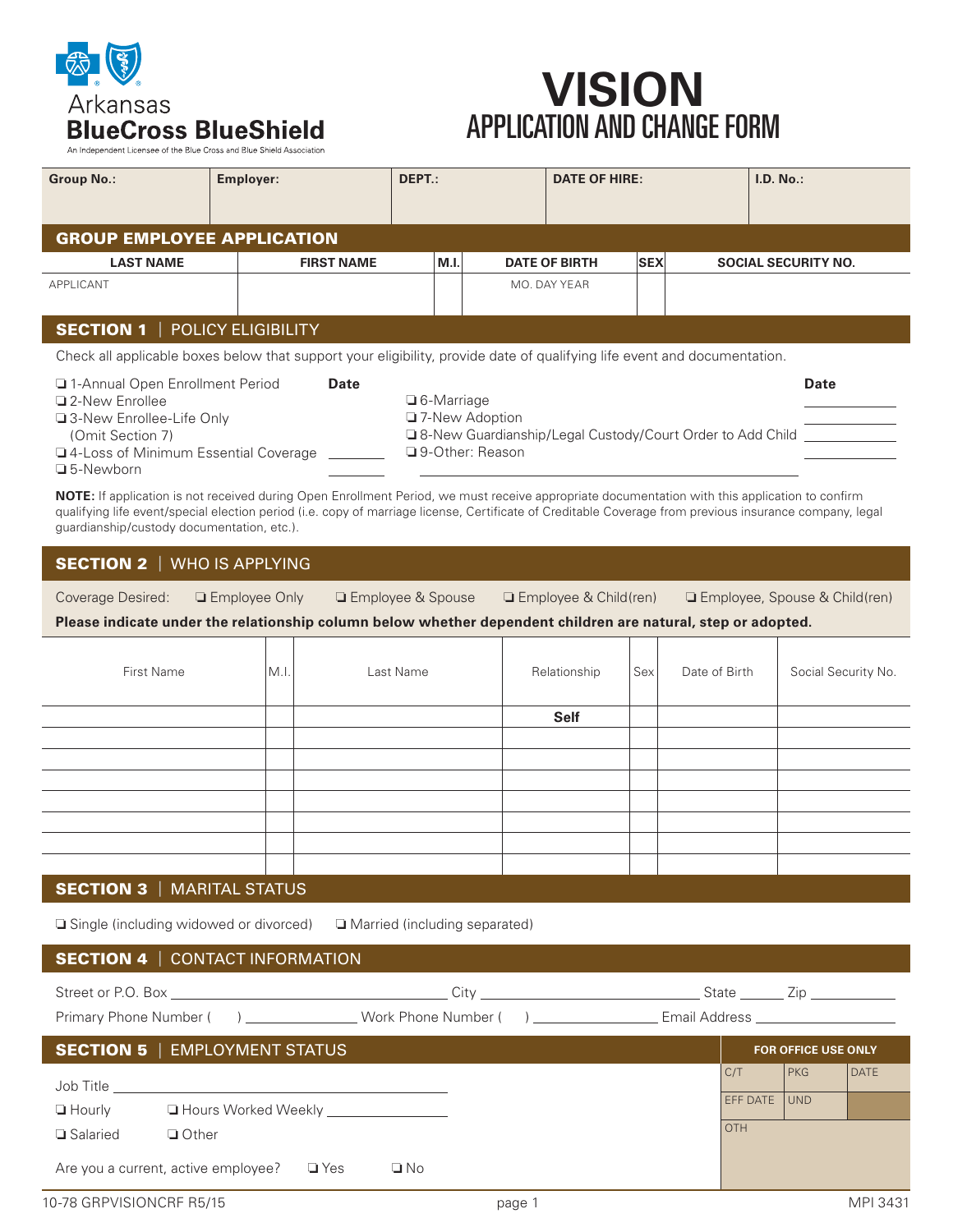Arkansas BlueCross BlueShield

An Independent Licensee of the Blue Cross and Blue Shield Association

# VISION
## APPLICATION AND CHANGE FORM

| Group No.: | Employer: | DEPT.: | DATE OF HIRE: | I.D. No.: |
|---|---|---|---|---|
| | | | | |

## GROUP EMPLOYEE APPLICATION

| LAST NAME | FIRST NAME | M.I. | DATE OF BIRTH | SEX | SOCIAL SECURITY NO. |
|---|---|---|---|---|---|
| APPLICANT | | | MO. DAY YEAR | | |

## SECTION 1 | POLICY ELIGIBILITY

Check all applicable boxes below that support your eligibility, provide date of qualifying life event and documentation.

| | Date | | Date |
|---|---|---|---|
| ❑ 1-Annual Open Enrollment Period | | ❑ 6-Marriage | ________ |
| ❑ 2-New Enrollee | | ❑ 7-New Adoption | ________ |
| ❑ 3-New Enrollee-Life Only (Omit Section 7) | | ❑ 8-New Guardianship/Legal Custody/Court Order to Add Child | ________ |
| ❑ 4-Loss of Minimum Essential Coverage | ________ | ❑ 9-Other: Reason ________ | ________ |
| ❑ 5-Newborn | ________ | | |

**NOTE:** If application is not received during Open Enrollment Period, we must receive appropriate documentation with this application to confirm qualifying life event/special election period (i.e. copy of marriage license, Certificate of Creditable Coverage from previous insurance company, legal guardianship/custody documentation, etc.).

## SECTION 2 | WHO IS APPLYING

Coverage Desired: ❑ Employee Only ❑ Employee & Spouse ❑ Employee & Child(ren) ❑ Employee, Spouse & Child(ren)

**Please indicate under the relationship column below whether dependent children are natural, step or adopted.**

| First Name | M.I. | Last Name | Relationship | Sex | Date of Birth | Social Security No. |
|---|---|---|---|---|---|---|
| | | | **Self** | | | |
| | | | | | | |
| | | | | | | |
| | | | | | | |
| | | | | | | |
| | | | | | | |
| | | | | | | |
| | | | | | | |

## SECTION 3 | MARITAL STATUS

❑ Single (including widowed or divorced) ❑ Married (including separated)

## SECTION 4 | CONTACT INFORMATION

Street or P.O. Box ____________________ City ____________________ State ______ Zip __________

Primary Phone Number ( ) ______________ Work Phone Number ( ) ______________ Email Address ______________

## SECTION 5 | EMPLOYMENT STATUS

Job Title ______________________________

❑ Hourly ❑ Hours Worked Weekly ______________

❑ Salaried ❑ Other

Are you a current, active employee? ❑ Yes ❑ No

| FOR OFFICE USE ONLY | | |
|---|---|---|
| C/T | PKG | DATE |
| EFF DATE | UND | |
| OTH | | |

10-78 GRPVISIONCRF R5/15 MPI 3431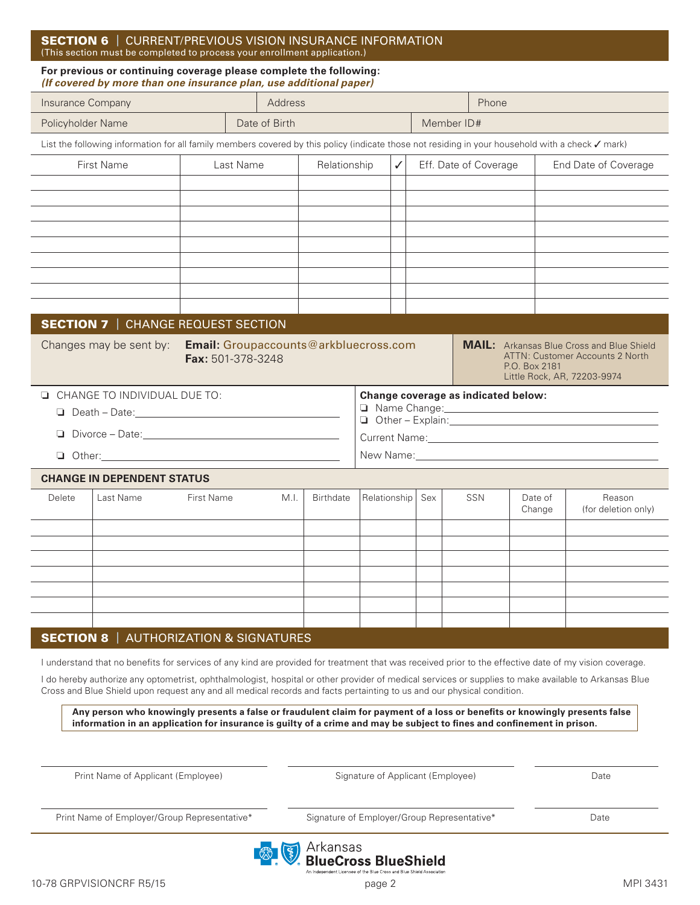## SECTION 6 | CURRENT/PREVIOUS VISION INSURANCE INFORMATION
(This section must be completed to process your enrollment application.)

**For previous or continuing coverage please complete the following:**
***(If covered by more than one insurance plan, use additional paper)***

| Insurance Company | Address | Phone |
|---|---|---|
| Policyholder Name | Date of Birth | Member ID# |

List the following information for all family members covered by this policy (indicate those not residing in your household with a check ✓ mark)

| First Name | Last Name | Relationship | ✓ | Eff. Date of Coverage | End Date of Coverage |
|---|---|---|---|---|---|
| | | | | | |
| | | | | | |
| | | | | | |
| | | | | | |
| | | | | | |
| | | | | | |
| | | | | | |
| | | | | | |

## SECTION 7 | CHANGE REQUEST SECTION

Changes may be sent by: **Email:** Groupaccounts@arkbluecross.com
**Fax:** 501-378-3248

**MAIL:** Arkansas Blue Cross and Blue Shield
ATTN: Customer Accounts 2 North
P.O. Box 2181
Little Rock, AR, 72203-9974

❑ CHANGE TO INDIVIDUAL DUE TO:

❑ Death – Date:____________________

❑ Divorce – Date:____________________

❑ Other:____________________

**Change coverage as indicated below:**

❑ Name Change:____________________

❑ Other – Explain:____________________

Current Name:____________________

New Name:____________________

**CHANGE IN DEPENDENT STATUS**

| Delete | Last Name | First Name | M.I. | Birthdate | Relationship | Sex | SSN | Date of Change | Reason (for deletion only) |
|---|---|---|---|---|---|---|---|---|---|
| | | | | | | | | | |
| | | | | | | | | | |
| | | | | | | | | | |
| | | | | | | | | | |
| | | | | | | | | | |
| | | | | | | | | | |
| | | | | | | | | | |

## SECTION 8 | AUTHORIZATION & SIGNATURES

I understand that no benefits for services of any kind are provided for treatment that was received prior to the effective date of my vision coverage.

I do hereby authorize any optometrist, ophthalmologist, hospital or other provider of medical services or supplies to make available to Arkansas Blue Cross and Blue Shield upon request any and all medical records and facts pertainting to us and our physical condition.

**Any person who knowingly presents a false or fraudulent claim for payment of a loss or benefits or knowingly presents false information in an application for insurance is guilty of a crime and may be subject to fines and confinement in prison.**

____________________ Print Name of Applicant (Employee)

____________________ Signature of Applicant (Employee)

____________________ Date

____________________ Print Name of Employer/Group Representative*

____________________ Signature of Employer/Group Representative*

____________________ Date

Arkansas BlueCross BlueShield
An Independent Licensee of the Blue Cross and Blue Shield Association

10-78 GRPVISIONCRF R5/15

MPI 3431